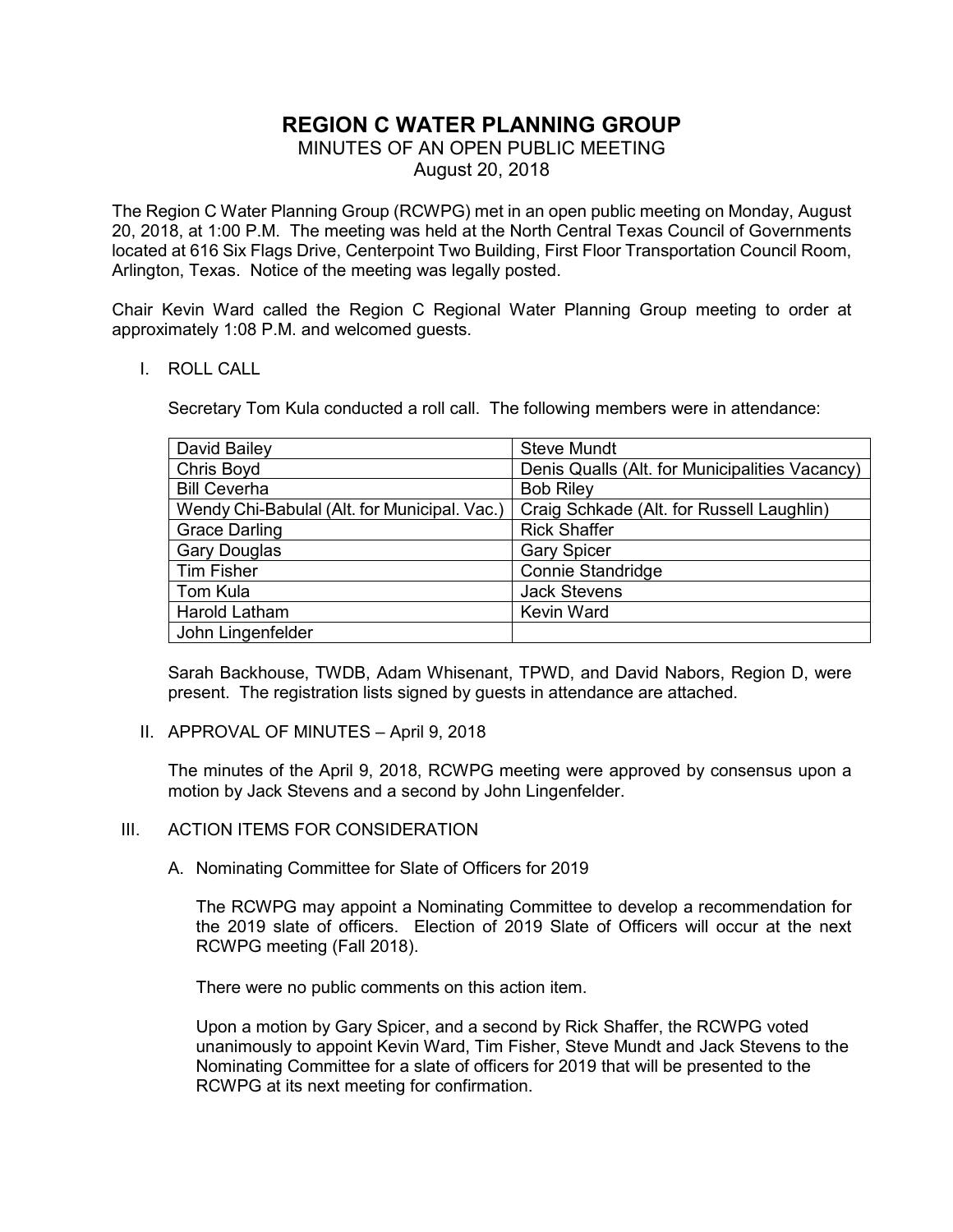# REGION C WATER PLANNING GROUP

MINUTES OF AN OPEN PUBLIC MEETING

August 20, 2018

The Region C Water Planning Group (RCWPG) met in an open public meeting on Monday, August 20, 2018, at 1:00 P.M. The meeting was held at the North Central Texas Council of Governments located at 616 Six Flags Drive, Centerpoint Two Building, First Floor Transportation Council Room, Arlington, Texas. Notice of the meeting was legally posted.

Chair Kevin Ward called the Region C Regional Water Planning Group meeting to order at approximately 1:08 P.M. and welcomed guests.

I. ROLL CALL

Secretary Tom Kula conducted a roll call. The following members were in attendance:

| | |
|---|---|
| David Bailey | Steve Mundt |
| Chris Boyd | Denis Qualls (Alt. for Municipalities Vacancy) |
| Bill Ceverha | Bob Riley |
| Wendy Chi-Babulal (Alt. for Municipal. Vac.) | Craig Schkade (Alt. for Russell Laughlin) |
| Grace Darling | Rick Shaffer |
| Gary Douglas | Gary Spicer |
| Tim Fisher | Connie Standridge |
| Tom Kula | Jack Stevens |
| Harold Latham | Kevin Ward |
| John Lingenfelder | |

Sarah Backhouse, TWDB, Adam Whisenant, TPWD, and David Nabors, Region D, were present. The registration lists signed by guests in attendance are attached.

II. APPROVAL OF MINUTES – April 9, 2018

The minutes of the April 9, 2018, RCWPG meeting were approved by consensus upon a motion by Jack Stevens and a second by John Lingenfelder.

III. ACTION ITEMS FOR CONSIDERATION

A. Nominating Committee for Slate of Officers for 2019

The RCWPG may appoint a Nominating Committee to develop a recommendation for the 2019 slate of officers. Election of 2019 Slate of Officers will occur at the next RCWPG meeting (Fall 2018).

There were no public comments on this action item.

Upon a motion by Gary Spicer, and a second by Rick Shaffer, the RCWPG voted unanimously to appoint Kevin Ward, Tim Fisher, Steve Mundt and Jack Stevens to the Nominating Committee for a slate of officers for 2019 that will be presented to the RCWPG at its next meeting for confirmation.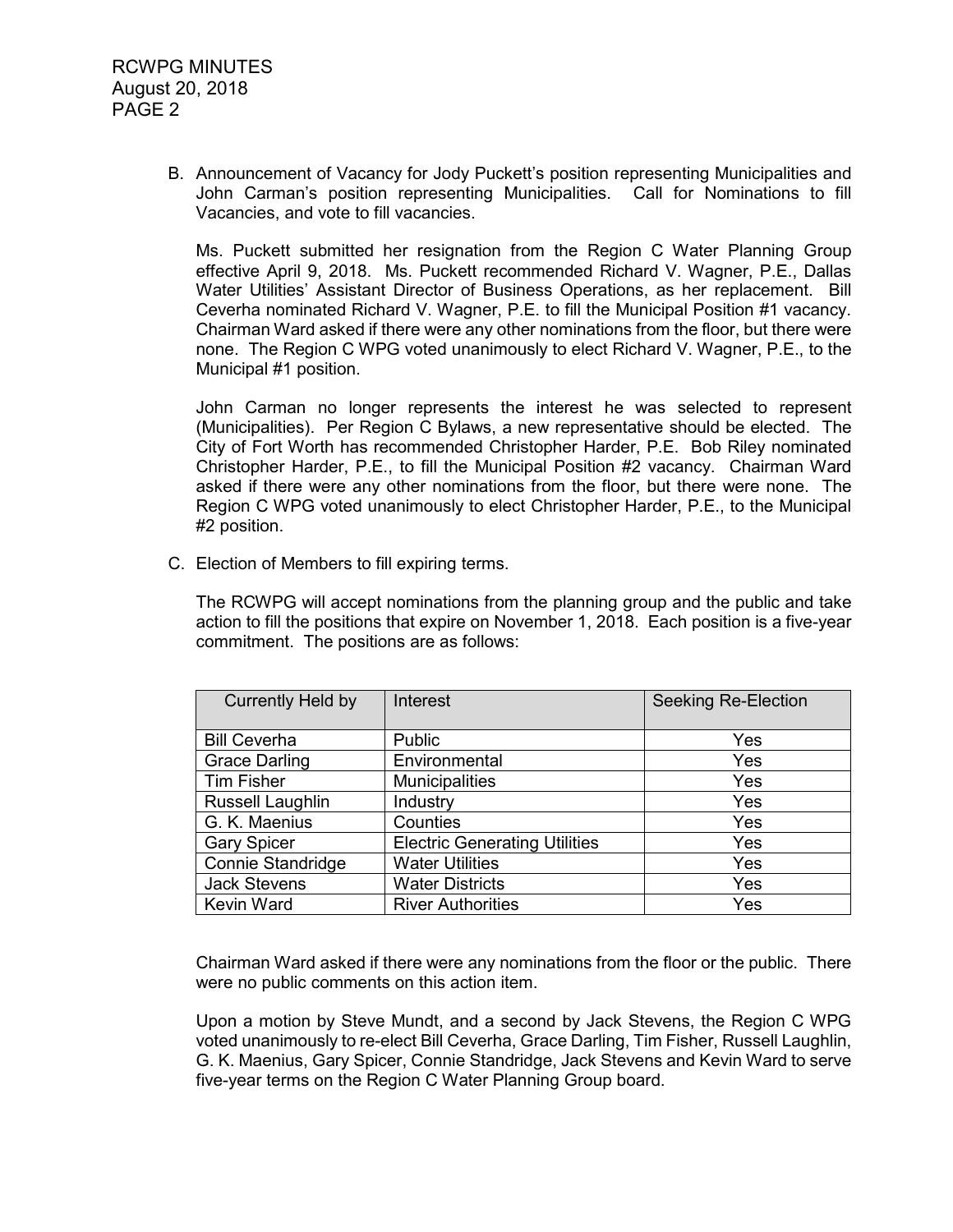B. Announcement of Vacancy for Jody Puckett's position representing Municipalities and John Carman's position representing Municipalities. Call for Nominations to fill Vacancies, and vote to fill vacancies.

   Ms. Puckett submitted her resignation from the Region C Water Planning Group effective April 9, 2018. Ms. Puckett recommended Richard V. Wagner, P.E., Dallas Water Utilities' Assistant Director of Business Operations, as her replacement. Bill Ceverha nominated Richard V. Wagner, P.E. to fill the Municipal Position #1 vacancy. Chairman Ward asked if there were any other nominations from the floor, but there were none. The Region C WPG voted unanimously to elect Richard V. Wagner, P.E., to the Municipal #1 position.

   John Carman no longer represents the interest he was selected to represent (Municipalities). Per Region C Bylaws, a new representative should be elected. The City of Fort Worth has recommended Christopher Harder, P.E. Bob Riley nominated Christopher Harder, P.E., to fill the Municipal Position #2 vacancy. Chairman Ward asked if there were any other nominations from the floor, but there were none. The Region C WPG voted unanimously to elect Christopher Harder, P.E., to the Municipal #2 position.

C. Election of Members to fill expiring terms.

   The RCWPG will accept nominations from the planning group and the public and take action to fill the positions that expire on November 1, 2018. Each position is a five-year commitment. The positions are as follows:

| Currently Held by | Interest | Seeking Re-Election |
|---|---|---|
| Bill Ceverha | Public | Yes |
| Grace Darling | Environmental | Yes |
| Tim Fisher | Municipalities | Yes |
| Russell Laughlin | Industry | Yes |
| G. K. Maenius | Counties | Yes |
| Gary Spicer | Electric Generating Utilities | Yes |
| Connie Standridge | Water Utilities | Yes |
| Jack Stevens | Water Districts | Yes |
| Kevin Ward | River Authorities | Yes |

   Chairman Ward asked if there were any nominations from the floor or the public. There were no public comments on this action item.

   Upon a motion by Steve Mundt, and a second by Jack Stevens, the Region C WPG voted unanimously to re-elect Bill Ceverha, Grace Darling, Tim Fisher, Russell Laughlin, G. K. Maenius, Gary Spicer, Connie Standridge, Jack Stevens and Kevin Ward to serve five-year terms on the Region C Water Planning Group board.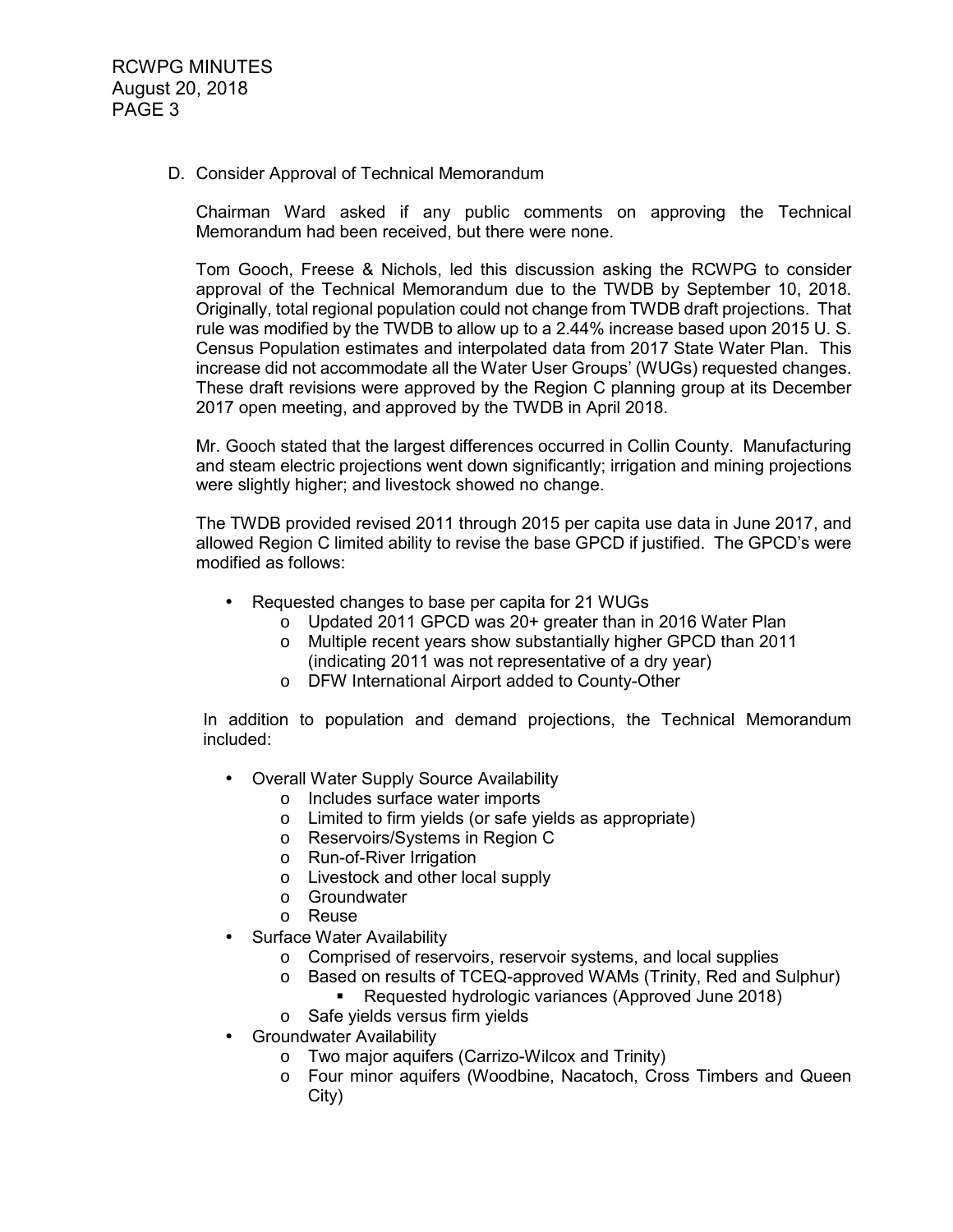D. Consider Approval of Technical Memorandum

Chairman Ward asked if any public comments on approving the Technical Memorandum had been received, but there were none.

Tom Gooch, Freese & Nichols, led this discussion asking the RCWPG to consider approval of the Technical Memorandum due to the TWDB by September 10, 2018. Originally, total regional population could not change from TWDB draft projections. That rule was modified by the TWDB to allow up to a 2.44% increase based upon 2015 U. S. Census Population estimates and interpolated data from 2017 State Water Plan. This increase did not accommodate all the Water User Groups' (WUGs) requested changes. These draft revisions were approved by the Region C planning group at its December 2017 open meeting, and approved by the TWDB in April 2018.

Mr. Gooch stated that the largest differences occurred in Collin County. Manufacturing and steam electric projections went down significantly; irrigation and mining projections were slightly higher; and livestock showed no change.

The TWDB provided revised 2011 through 2015 per capita use data in June 2017, and allowed Region C limited ability to revise the base GPCD if justified. The GPCD's were modified as follows:

- Requested changes to base per capita for 21 WUGs
  - Updated 2011 GPCD was 20+ greater than in 2016 Water Plan
  - Multiple recent years show substantially higher GPCD than 2011 (indicating 2011 was not representative of a dry year)
  - DFW International Airport added to County-Other

In addition to population and demand projections, the Technical Memorandum included:

- Overall Water Supply Source Availability
  - Includes surface water imports
  - Limited to firm yields (or safe yields as appropriate)
  - Reservoirs/Systems in Region C
  - Run-of-River Irrigation
  - Livestock and other local supply
  - Groundwater
  - Reuse
- Surface Water Availability
  - Comprised of reservoirs, reservoir systems, and local supplies
  - Based on results of TCEQ-approved WAMs (Trinity, Red and Sulphur)
    - Requested hydrologic variances (Approved June 2018)
  - Safe yields versus firm yields
- Groundwater Availability
  - Two major aquifers (Carrizo-Wilcox and Trinity)
  - Four minor aquifers (Woodbine, Nacatoch, Cross Timbers and Queen City)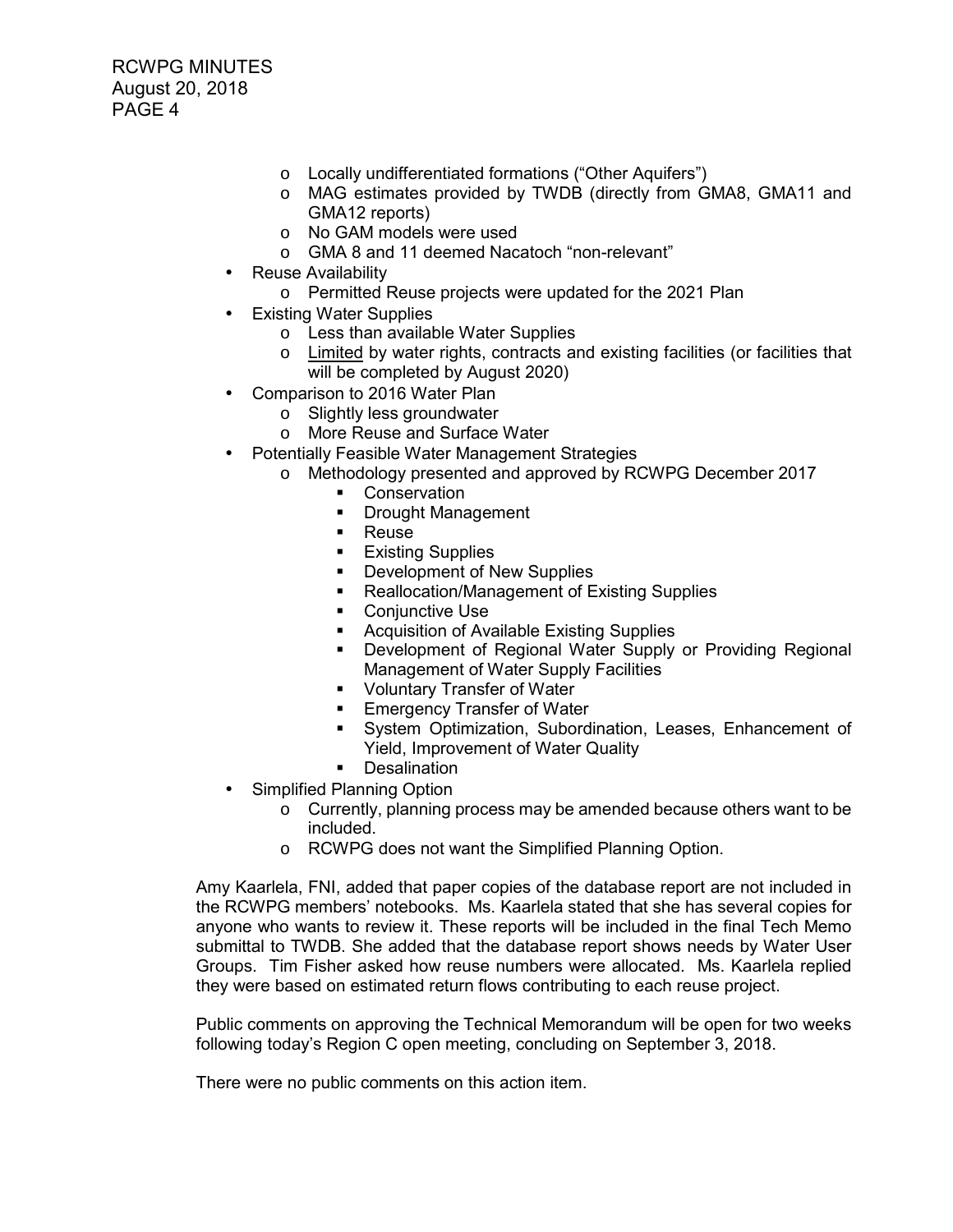- Locally undifferentiated formations ("Other Aquifers")
    - MAG estimates provided by TWDB (directly from GMA8, GMA11 and GMA12 reports)
    - No GAM models were used
    - GMA 8 and 11 deemed Nacatoch "non-relevant"
- Reuse Availability
    - Permitted Reuse projects were updated for the 2021 Plan
- Existing Water Supplies
    - Less than available Water Supplies
    - Limited by water rights, contracts and existing facilities (or facilities that will be completed by August 2020)
- Comparison to 2016 Water Plan
    - Slightly less groundwater
    - More Reuse and Surface Water
- Potentially Feasible Water Management Strategies
    - Methodology presented and approved by RCWPG December 2017
        - Conservation
        - Drought Management
        - Reuse
        - Existing Supplies
        - Development of New Supplies
        - Reallocation/Management of Existing Supplies
        - Conjunctive Use
        - Acquisition of Available Existing Supplies
        - Development of Regional Water Supply or Providing Regional Management of Water Supply Facilities
        - Voluntary Transfer of Water
        - Emergency Transfer of Water
        - System Optimization, Subordination, Leases, Enhancement of Yield, Improvement of Water Quality
        - Desalination
- Simplified Planning Option
    - Currently, planning process may be amended because others want to be included.
    - RCWPG does not want the Simplified Planning Option.

Amy Kaarlela, FNI, added that paper copies of the database report are not included in the RCWPG members' notebooks. Ms. Kaarlela stated that she has several copies for anyone who wants to review it. These reports will be included in the final Tech Memo submittal to TWDB. She added that the database report shows needs by Water User Groups. Tim Fisher asked how reuse numbers were allocated. Ms. Kaarlela replied they were based on estimated return flows contributing to each reuse project.

Public comments on approving the Technical Memorandum will be open for two weeks following today's Region C open meeting, concluding on September 3, 2018.

There were no public comments on this action item.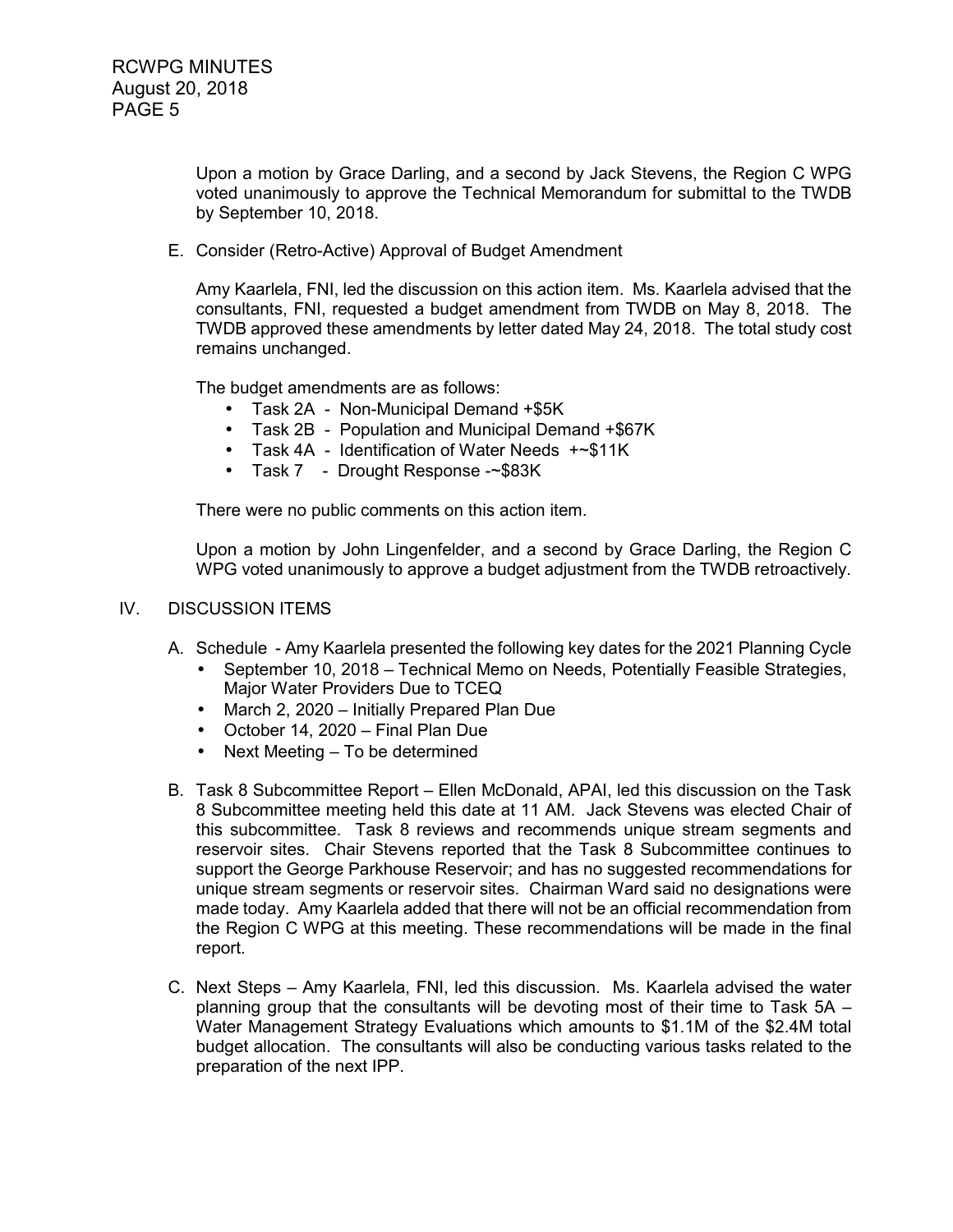Upon a motion by Grace Darling, and a second by Jack Stevens, the Region C WPG voted unanimously to approve the Technical Memorandum for submittal to the TWDB by September 10, 2018.

E. Consider (Retro-Active) Approval of Budget Amendment

Amy Kaarlela, FNI, led the discussion on this action item. Ms. Kaarlela advised that the consultants, FNI, requested a budget amendment from TWDB on May 8, 2018. The TWDB approved these amendments by letter dated May 24, 2018. The total study cost remains unchanged.

The budget amendments are as follows:

- Task 2A - Non-Municipal Demand +$5K
- Task 2B - Population and Municipal Demand +$67K
- Task 4A - Identification of Water Needs +~$11K
- Task 7 - Drought Response -~$83K

There were no public comments on this action item.

Upon a motion by John Lingenfelder, and a second by Grace Darling, the Region C WPG voted unanimously to approve a budget adjustment from the TWDB retroactively.

## IV. DISCUSSION ITEMS

A. Schedule - Amy Kaarlela presented the following key dates for the 2021 Planning Cycle

- September 10, 2018 – Technical Memo on Needs, Potentially Feasible Strategies, Major Water Providers Due to TCEQ
- March 2, 2020 – Initially Prepared Plan Due
- October 14, 2020 – Final Plan Due
- Next Meeting – To be determined

B. Task 8 Subcommittee Report – Ellen McDonald, APAI, led this discussion on the Task 8 Subcommittee meeting held this date at 11 AM. Jack Stevens was elected Chair of this subcommittee. Task 8 reviews and recommends unique stream segments and reservoir sites. Chair Stevens reported that the Task 8 Subcommittee continues to support the George Parkhouse Reservoir; and has no suggested recommendations for unique stream segments or reservoir sites. Chairman Ward said no designations were made today. Amy Kaarlela added that there will not be an official recommendation from the Region C WPG at this meeting. These recommendations will be made in the final report.

C. Next Steps – Amy Kaarlela, FNI, led this discussion. Ms. Kaarlela advised the water planning group that the consultants will be devoting most of their time to Task 5A – Water Management Strategy Evaluations which amounts to $1.1M of the $2.4M total budget allocation. The consultants will also be conducting various tasks related to the preparation of the next IPP.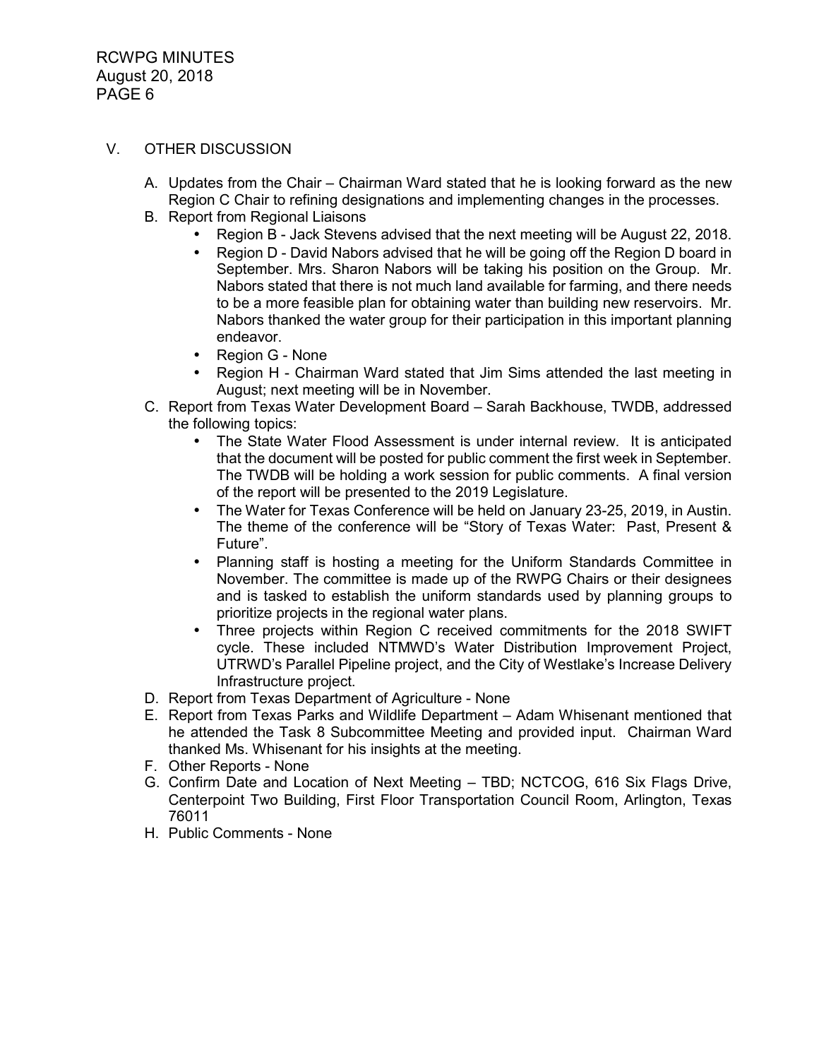## V. OTHER DISCUSSION

A. Updates from the Chair – Chairman Ward stated that he is looking forward as the new Region C Chair to refining designations and implementing changes in the processes.

B. Report from Regional Liaisons
   - Region B - Jack Stevens advised that the next meeting will be August 22, 2018.
   - Region D - David Nabors advised that he will be going off the Region D board in September. Mrs. Sharon Nabors will be taking his position on the Group. Mr. Nabors stated that there is not much land available for farming, and there needs to be a more feasible plan for obtaining water than building new reservoirs. Mr. Nabors thanked the water group for their participation in this important planning endeavor.
   - Region G - None
   - Region H - Chairman Ward stated that Jim Sims attended the last meeting in August; next meeting will be in November.

C. Report from Texas Water Development Board – Sarah Backhouse, TWDB, addressed the following topics:
   - The State Water Flood Assessment is under internal review. It is anticipated that the document will be posted for public comment the first week in September. The TWDB will be holding a work session for public comments. A final version of the report will be presented to the 2019 Legislature.
   - The Water for Texas Conference will be held on January 23-25, 2019, in Austin. The theme of the conference will be "Story of Texas Water: Past, Present & Future".
   - Planning staff is hosting a meeting for the Uniform Standards Committee in November. The committee is made up of the RWPG Chairs or their designees and is tasked to establish the uniform standards used by planning groups to prioritize projects in the regional water plans.
   - Three projects within Region C received commitments for the 2018 SWIFT cycle. These included NTMWD's Water Distribution Improvement Project, UTRWD's Parallel Pipeline project, and the City of Westlake's Increase Delivery Infrastructure project.

D. Report from Texas Department of Agriculture - None

E. Report from Texas Parks and Wildlife Department – Adam Whisenant mentioned that he attended the Task 8 Subcommittee Meeting and provided input. Chairman Ward thanked Ms. Whisenant for his insights at the meeting.

F. Other Reports - None

G. Confirm Date and Location of Next Meeting – TBD; NCTCOG, 616 Six Flags Drive, Centerpoint Two Building, First Floor Transportation Council Room, Arlington, Texas 76011

H. Public Comments - None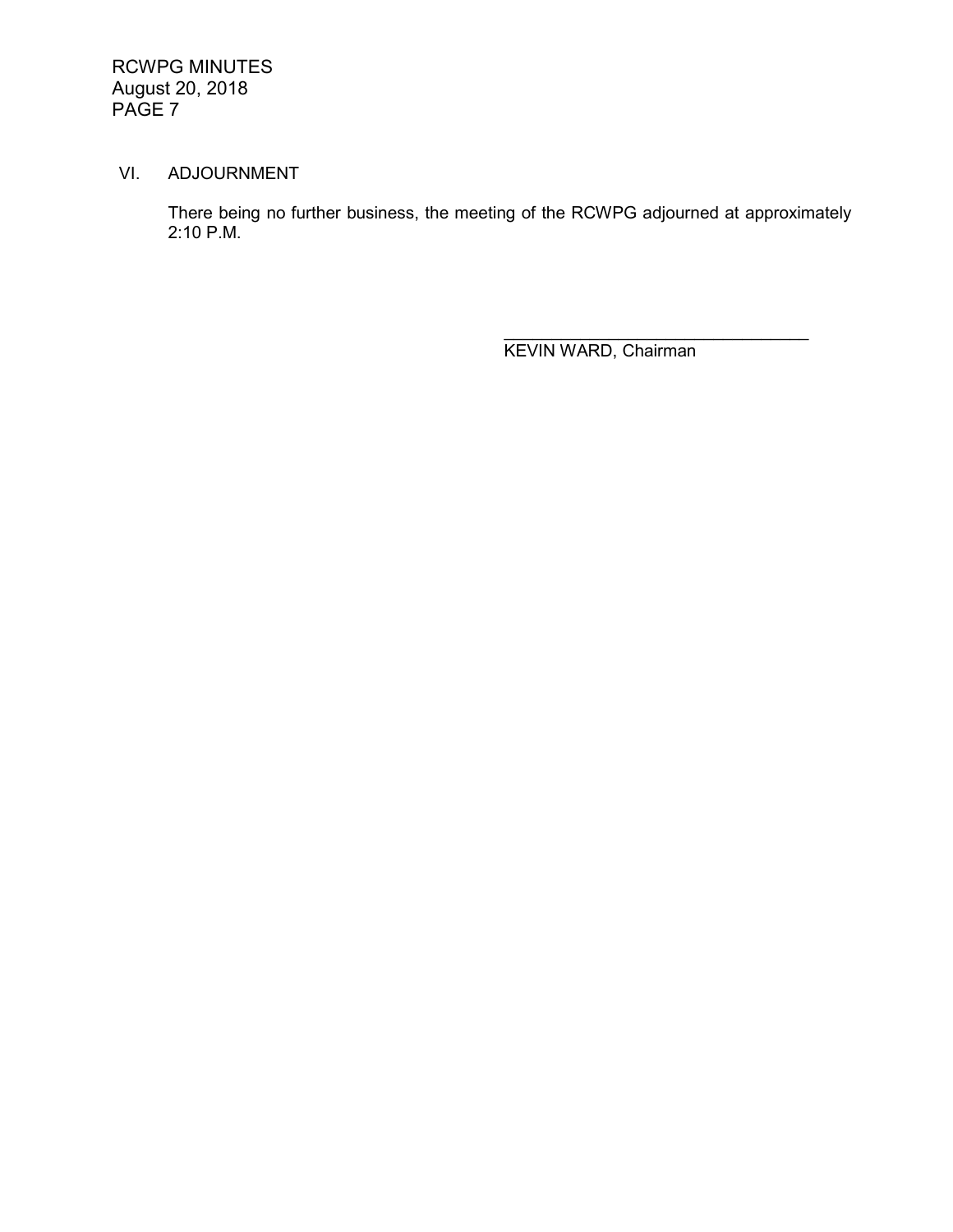## VI. ADJOURNMENT

There being no further business, the meeting of the RCWPG adjourned at approximately 2:10 P.M.

\_\_\_\_\_\_\_\_\_\_\_\_\_\_\_\_\_\_\_\_\_\_\_\_\_\_\_\_\_\_\_\_

KEVIN WARD, Chairman